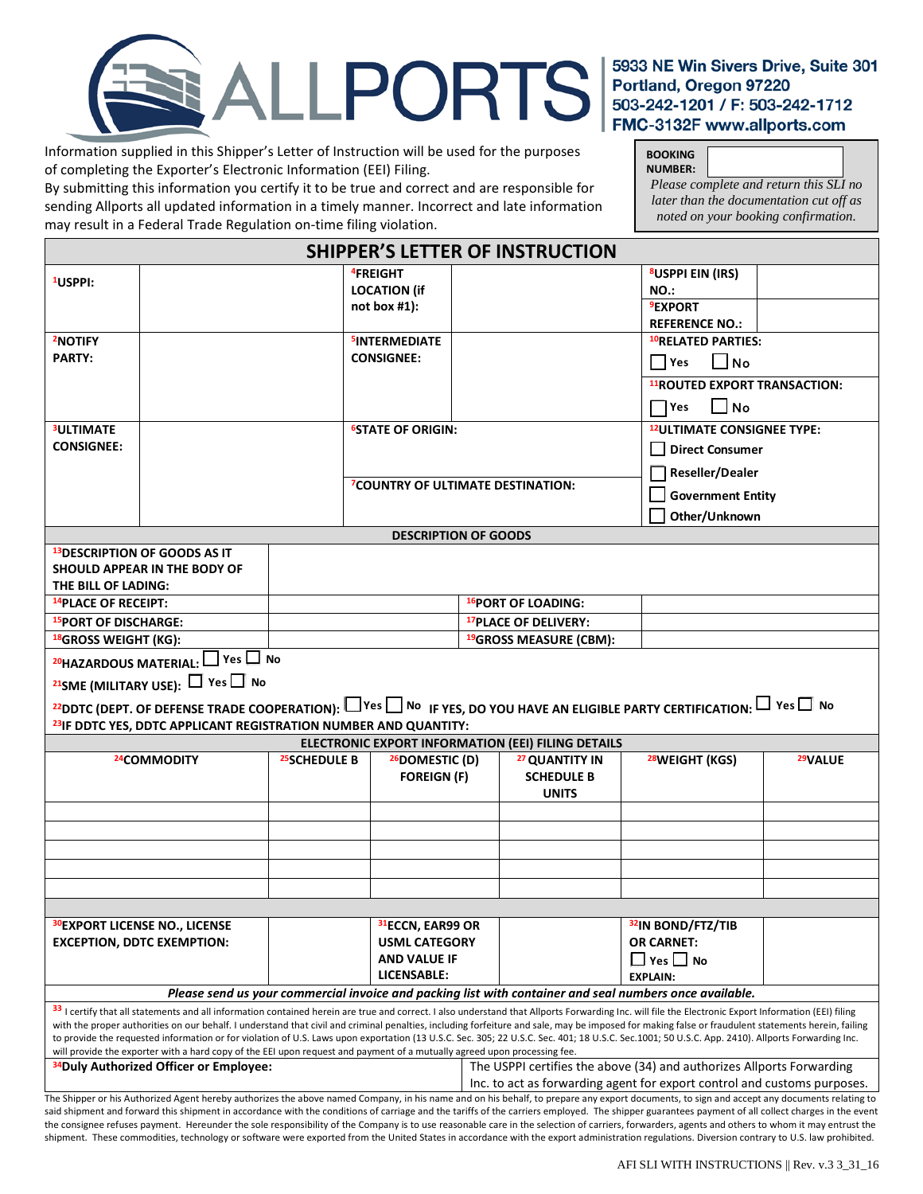ALLPORTS

5933 NE Win Sivers Drive, Suite 301
Portland, Oregon 97220
503-242-1201 / F: 503-242-1712
FMC-3132F www.allports.com

Information supplied in this Shipper's Letter of Instruction will be used for the purposes of completing the Exporter's Electronic Information (EEI) Filing.
By submitting this information you certify it to be true and correct and are responsible for sending Allports all updated information in a timely manner. Incorrect and late information may result in a Federal Trade Regulation on-time filing violation.

**BOOKING NUMBER:**

*Please complete and return this SLI no later than the documentation cut off as noted on your booking confirmation.*

# SHIPPER'S LETTER OF INSTRUCTION

| | | | | | |
|---|---|---|---|---|---|
| [1]**USPPI:** | | [4]**FREIGHT LOCATION (if not box #1):** | | [8]**USPPI EIN (IRS) NO.:** | |
| | | | | [9]**EXPORT REFERENCE NO.:** | |
| [2]**NOTIFY PARTY:** | | [5]**INTERMEDIATE CONSIGNEE:** | | [10]**RELATED PARTIES:** ☐ Yes ☐ No | |
| | | | | [11]**ROUTED EXPORT TRANSACTION:** ☐ Yes ☐ No | |
| [3]**ULTIMATE CONSIGNEE:** | | [6]**STATE OF ORIGIN:** | | [12]**ULTIMATE CONSIGNEE TYPE:** ☐ Direct Consumer ☐ Reseller/Dealer ☐ Government Entity ☐ Other/Unknown | |
| | | [7]**COUNTRY OF ULTIMATE DESTINATION:** | | | |

## DESCRIPTION OF GOODS

| | | | |
|---|---|---|---|
| [13]**DESCRIPTION OF GOODS AS IT SHOULD APPEAR IN THE BODY OF THE BILL OF LADING:** | | | |
| [14]**PLACE OF RECEIPT:** | | [16]**PORT OF LOADING:** | |
| [15]**PORT OF DISCHARGE:** | | [17]**PLACE OF DELIVERY:** | |
| [18]**GROSS WEIGHT (KG):** | | [19]**GROSS MEASURE (CBM):** | |

[20]**HAZARDOUS MATERIAL:** ☐ Yes ☐ No

[21]**SME (MILITARY USE):** ☐ Yes ☐ No

[22]**DDTC (DEPT. OF DEFENSE TRADE COOPERATION):** ☐ Yes ☐ No **IF YES, DO YOU HAVE AN ELIGIBLE PARTY CERTIFICATION:** ☐ Yes ☐ No

[23]**IF DDTC YES, DDTC APPLICANT REGISTRATION NUMBER AND QUANTITY:**

## ELECTRONIC EXPORT INFORMATION (EEI) FILING DETAILS

| [24]COMMODITY | [25]SCHEDULE B | [26]DOMESTIC (D) FOREIGN (F) | [27]QUANTITY IN SCHEDULE B UNITS | [28]WEIGHT (KGS) | [29]VALUE |
|---|---|---|---|---|---|
| | | | | | |
| | | | | | |
| | | | | | |
| | | | | | |
| | | | | | |

| | | | | | |
|---|---|---|---|---|---|
| [30]**EXPORT LICENSE NO., LICENSE EXCEPTION, DDTC EXEMPTION:** | | [31]**ECCN, EAR99 OR USML CATEGORY AND VALUE IF LICENSABLE:** | | [32]**IN BOND/FTZ/TIB OR CARNET:** ☐ Yes ☐ No **EXPLAIN:** | |

***Please send us your commercial invoice and packing list with container and seal numbers once available.***

[33] I certify that all statements and all information contained herein are true and correct. I also understand that Allports Forwarding Inc. will file the Electronic Export Information (EEI) filing with the proper authorities on our behalf. I understand that civil and criminal penalties, including forfeiture and sale, may be imposed for making false or fraudulent statements herein, failing to provide the requested information or for violation of U.S. Laws upon exportation (13 U.S.C. Sec. 305; 22 U.S.C. Sec. 401; 18 U.S.C. Sec.1001; 50 U.S.C. App. 2410). Allports Forwarding Inc. will provide the exporter with a hard copy of the EEI upon request and payment of a mutually agreed upon processing fee.

| | |
|---|---|
| [34]**Duly Authorized Officer or Employee:** | The USPPI certifies the above (34) and authorizes Allports Forwarding Inc. to act as forwarding agent for export control and customs purposes. |

The Shipper or his Authorized Agent hereby authorizes the above named Company, in his name and on his behalf, to prepare any export documents, to sign and accept any documents relating to said shipment and forward this shipment in accordance with the conditions of carriage and the tariffs of the carriers employed. The shipper guarantees payment of all collect charges in the event the consignee refuses payment. Hereunder the sole responsibility of the Company is to use reasonable care in the selection of carriers, forwarders, agents and others to whom it may entrust the shipment. These commodities, technology or software were exported from the United States in accordance with the export administration regulations. Diversion contrary to U.S. law prohibited.

AFI SLI WITH INSTRUCTIONS || Rev. v.3 3_31_16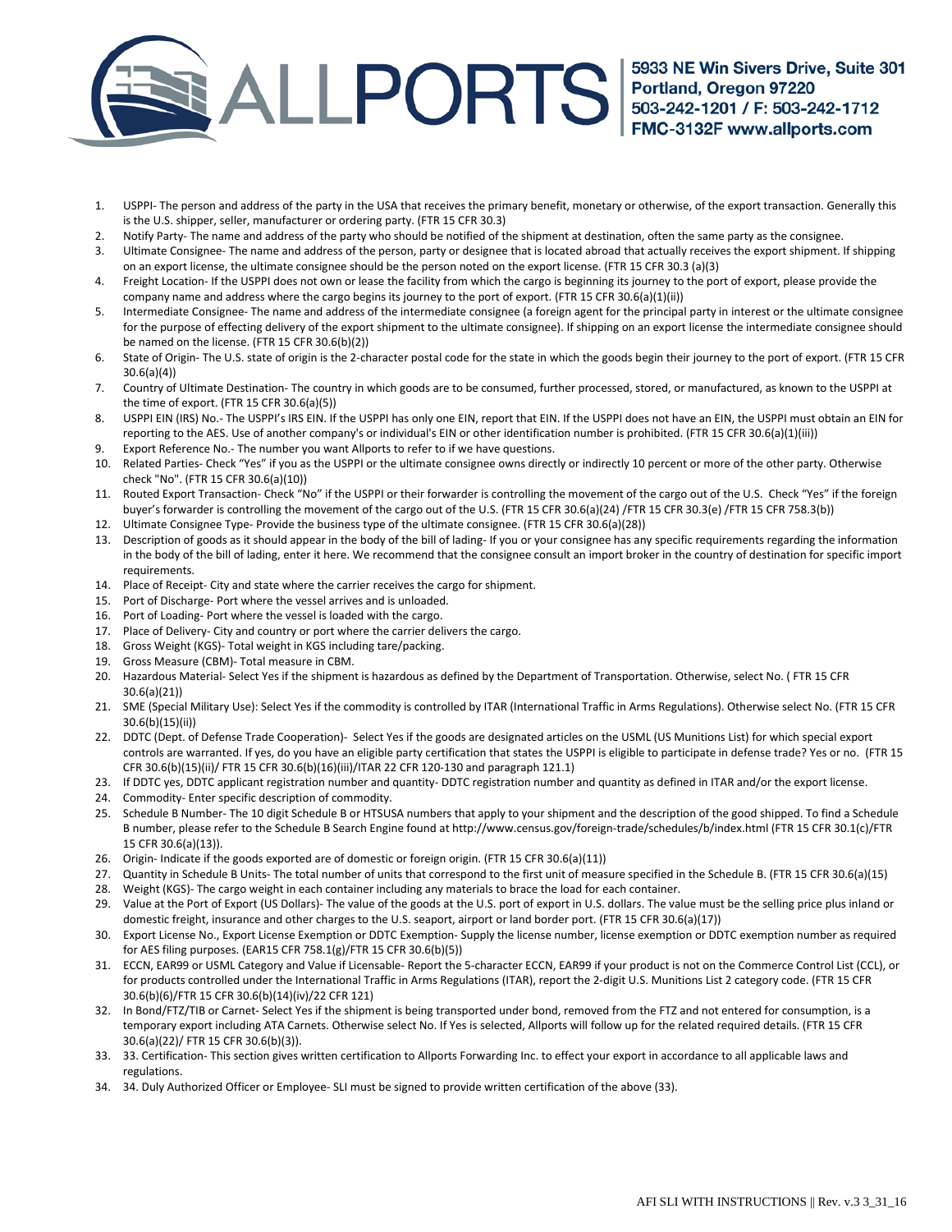**ALLPORTS**

5933 NE Win Sivers Drive, Suite 301
Portland, Oregon 97220
503-242-1201 / F: 503-242-1712
FMC-3132F www.allports.com

1. USPPI- The person and address of the party in the USA that receives the primary benefit, monetary or otherwise, of the export transaction. Generally this is the U.S. shipper, seller, manufacturer or ordering party. (FTR 15 CFR 30.3)
2. Notify Party- The name and address of the party who should be notified of the shipment at destination, often the same party as the consignee.
3. Ultimate Consignee- The name and address of the person, party or designee that is located abroad that actually receives the export shipment. If shipping on an export license, the ultimate consignee should be the person noted on the export license. (FTR 15 CFR 30.3 (a)(3)
4. Freight Location- If the USPPI does not own or lease the facility from which the cargo is beginning its journey to the port of export, please provide the company name and address where the cargo begins its journey to the port of export. (FTR 15 CFR 30.6(a)(1)(ii))
5. Intermediate Consignee- The name and address of the intermediate consignee (a foreign agent for the principal party in interest or the ultimate consignee for the purpose of effecting delivery of the export shipment to the ultimate consignee). If shipping on an export license the intermediate consignee should be named on the license. (FTR 15 CFR 30.6(b)(2))
6. State of Origin- The U.S. state of origin is the 2-character postal code for the state in which the goods begin their journey to the port of export. (FTR 15 CFR 30.6(a)(4))
7. Country of Ultimate Destination- The country in which goods are to be consumed, further processed, stored, or manufactured, as known to the USPPI at the time of export. (FTR 15 CFR 30.6(a)(5))
8. USPPI EIN (IRS) No.- The USPPI's IRS EIN. If the USPPI has only one EIN, report that EIN. If the USPPI does not have an EIN, the USPPI must obtain an EIN for reporting to the AES. Use of another company's or individual's EIN or other identification number is prohibited. (FTR 15 CFR 30.6(a)(1)(iii))
9. Export Reference No.- The number you want Allports to refer to if we have questions.
10. Related Parties- Check "Yes" if you as the USPPI or the ultimate consignee owns directly or indirectly 10 percent or more of the other party. Otherwise check "No". (FTR 15 CFR 30.6(a)(10))
11. Routed Export Transaction- Check "No" if the USPPI or their forwarder is controlling the movement of the cargo out of the U.S. Check "Yes" if the foreign buyer's forwarder is controlling the movement of the cargo out of the U.S. (FTR 15 CFR 30.6(a)(24) /FTR 15 CFR 30.3(e) /FTR 15 CFR 758.3(b))
12. Ultimate Consignee Type- Provide the business type of the ultimate consignee. (FTR 15 CFR 30.6(a)(28))
13. Description of goods as it should appear in the body of the bill of lading- If you or your consignee has any specific requirements regarding the information in the body of the bill of lading, enter it here. We recommend that the consignee consult an import broker in the country of destination for specific import requirements.
14. Place of Receipt- City and state where the carrier receives the cargo for shipment.
15. Port of Discharge- Port where the vessel arrives and is unloaded.
16. Port of Loading- Port where the vessel is loaded with the cargo.
17. Place of Delivery- City and country or port where the carrier delivers the cargo.
18. Gross Weight (KGS)- Total weight in KGS including tare/packing.
19. Gross Measure (CBM)- Total measure in CBM.
20. Hazardous Material- Select Yes if the shipment is hazardous as defined by the Department of Transportation. Otherwise, select No. ( FTR 15 CFR 30.6(a)(21))
21. SME (Special Military Use): Select Yes if the commodity is controlled by ITAR (International Traffic in Arms Regulations). Otherwise select No. (FTR 15 CFR 30.6(b)(15)(ii))
22. DDTC (Dept. of Defense Trade Cooperation)- Select Yes if the goods are designated articles on the USML (US Munitions List) for which special export controls are warranted. If yes, do you have an eligible party certification that states the USPPI is eligible to participate in defense trade? Yes or no. (FTR 15 CFR 30.6(b)(15)(ii)/ FTR 15 CFR 30.6(b)(16)(iii)/ITAR 22 CFR 120-130 and paragraph 121.1)
23. If DDTC yes, DDTC applicant registration number and quantity- DDTC registration number and quantity as defined in ITAR and/or the export license.
24. Commodity- Enter specific description of commodity.
25. Schedule B Number- The 10 digit Schedule B or HTSUSA numbers that apply to your shipment and the description of the good shipped. To find a Schedule B number, please refer to the Schedule B Search Engine found at http://www.census.gov/foreign-trade/schedules/b/index.html (FTR 15 CFR 30.1(c)/FTR 15 CFR 30.6(a)(13)).
26. Origin- Indicate if the goods exported are of domestic or foreign origin. (FTR 15 CFR 30.6(a)(11))
27. Quantity in Schedule B Units- The total number of units that correspond to the first unit of measure specified in the Schedule B. (FTR 15 CFR 30.6(a)(15)
28. Weight (KGS)- The cargo weight in each container including any materials to brace the load for each container.
29. Value at the Port of Export (US Dollars)- The value of the goods at the U.S. port of export in U.S. dollars. The value must be the selling price plus inland or domestic freight, insurance and other charges to the U.S. seaport, airport or land border port. (FTR 15 CFR 30.6(a)(17))
30. Export License No., Export License Exemption or DDTC Exemption- Supply the license number, license exemption or DDTC exemption number as required for AES filing purposes. (EAR15 CFR 758.1(g)/FTR 15 CFR 30.6(b)(5))
31. ECCN, EAR99 or USML Category and Value if Licensable- Report the 5-character ECCN, EAR99 if your product is not on the Commerce Control List (CCL), or for products controlled under the International Traffic in Arms Regulations (ITAR), report the 2-digit U.S. Munitions List 2 category code. (FTR 15 CFR 30.6(b)(6)/FTR 15 CFR 30.6(b)(14)(iv)/22 CFR 121)
32. In Bond/FTZ/TIB or Carnet- Select Yes if the shipment is being transported under bond, removed from the FTZ and not entered for consumption, is a temporary export including ATA Carnets. Otherwise select No. If Yes is selected, Allports will follow up for the related required details. (FTR 15 CFR 30.6(a)(22)/ FTR 15 CFR 30.6(b)(3)).
33. 33. Certification- This section gives written certification to Allports Forwarding Inc. to effect your export in accordance to all applicable laws and regulations.
34. 34. Duly Authorized Officer or Employee- SLI must be signed to provide written certification of the above (33).

AFI SLI WITH INSTRUCTIONS || Rev. v.3 3_31_16